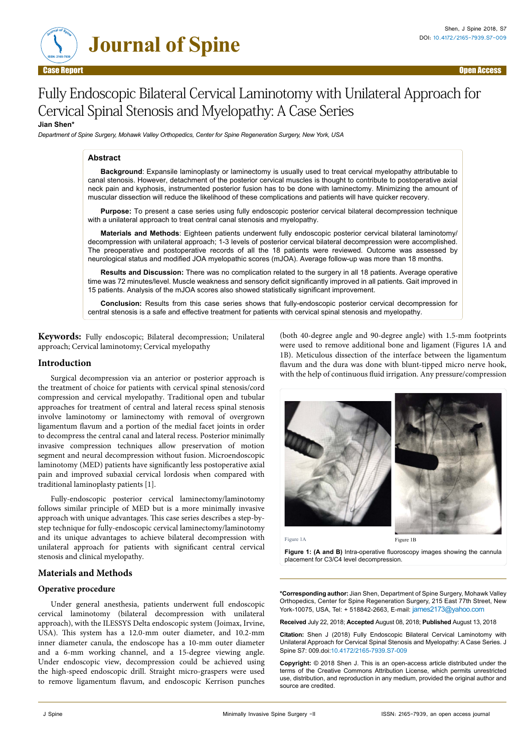Case Report

Open Access

# Fully Endoscopic Bilateral Cervical Laminotomy with Unilateral Approach for Cervical Spinal Stenosis and Myelopathy: A Case Series

**Jian Shen***

*Department of Spine Surgery, Mohawk Valley Orthopedics, Center for Spine Regeneration Surgery, New York, USA*

## Abstract

**Background**: Expansile laminoplasty or laminectomy is usually used to treat cervical myelopathy attributable to canal stenosis. However, detachment of the posterior cervical muscles is thought to contribute to postoperative axial neck pain and kyphosis, instrumented posterior fusion has to be done with laminectomy. Minimizing the amount of muscular dissection will reduce the likelihood of these complications and patients will have quicker recovery.

**Purpose:** To present a case series using fully endoscopic posterior cervical bilateral decompression technique with a unilateral approach to treat central canal stenosis and myelopathy.

**Materials and Methods**: Eighteen patients underwent fully endoscopic posterior cervical bilateral laminotomy/decompression with unilateral approach; 1-3 levels of posterior cervical bilateral decompression were accomplished. The preoperative and postoperative records of all the 18 patients were reviewed. Outcome was assessed by neurological status and modified JOA myelopathic scores (mJOA). Average follow-up was more than 18 months.

**Results and Discussion:** There was no complication related to the surgery in all 18 patients. Average operative time was 72 minutes/level. Muscle weakness and sensory deficit significantly improved in all patients. Gait improved in 15 patients. Analysis of the mJOA scores also showed statistically significant improvement.

**Conclusion:** Results from this case series shows that fully-endoscopic posterior cervical decompression for central stenosis is a safe and effective treatment for patients with cervical spinal stenosis and myelopathy.

**Keywords:** Fully endoscopic; Bilateral decompression; Unilateral approach; Cervical laminotomy; Cervical myelopathy

## Introduction

Surgical decompression via an anterior or posterior approach is the treatment of choice for patients with cervical spinal stenosis/cord compression and cervical myelopathy. Traditional open and tubular approaches for treatment of central and lateral recess spinal stenosis involve laminotomy or laminectomy with removal of overgrown ligamentum flavum and a portion of the medial facet joints in order to decompress the central canal and lateral recess. Posterior minimally invasive compression techniques allow preservation of motion segment and neural decompression without fusion. Microendoscopic laminotomy (MED) patients have significantly less postoperative axial pain and improved subaxial cervical lordosis when compared with traditional laminoplasty patients [1].

Fully-endoscopic posterior cervical laminectomy/laminotomy follows similar principle of MED but is a more minimally invasive approach with unique advantages. This case series describes a step-by-step technique for fully-endoscopic cervical laminectomy/laminotomy and its unique advantages to achieve bilateral decompression with unilateral approach for patients with significant central cervical stenosis and clinical myelopathy.

## Materials and Methods

### Operative procedure

Under general anesthesia, patients underwent full endoscopic cervical laminotomy (bilateral decompression with unilateral approach), with the ILESSYS Delta endoscopic system (Joimax, Irvine, USA). This system has a 12.0-mm outer diameter, and 10.2-mm inner diameter canula, the endoscope has a 10-mm outer diameter and a 6-mm working channel, and a 15-degree viewing angle. Under endoscopic view, decompression could be achieved using the high-speed endoscopic drill. Straight micro-graspers were used to remove ligamentum flavum, and endoscopic Kerrison punches (both 40-degree angle and 90-degree angle) with 1.5-mm footprints were used to remove additional bone and ligament (Figures 1A and 1B). Meticulous dissection of the interface between the ligamentum flavum and the dura was done with blunt-tipped micro nerve hook, with the help of continuous fluid irrigation. Any pressure/compression

Figure 1A

Figure 1B

**Figure 1: (A and B)** Intra-operative fluoroscopy images showing the cannula placement for C3/C4 level decompression.

***Corresponding author:** Jian Shen, Department of Spine Surgery, Mohawk Valley Orthopedics, Center for Spine Regeneration Surgery, 215 East 77th Street, New York-10075, USA, Tel: + 518842-2663, E-mail: james2173@yahoo.com

**Received** July 22, 2018; **Accepted** August 08, 2018; **Published** August 13, 2018

**Citation:** Shen J (2018) Fully Endoscopic Bilateral Cervical Laminotomy with Unilateral Approach for Cervical Spinal Stenosis and Myelopathy: A Case Series. J Spine S7: 009.doi:10.4172/2165-7939.S7-009

**Copyright:** © 2018 Shen J. This is an open-access article distributed under the terms of the Creative Commons Attribution License, which permits unrestricted use, distribution, and reproduction in any medium, provided the original author and source are credited.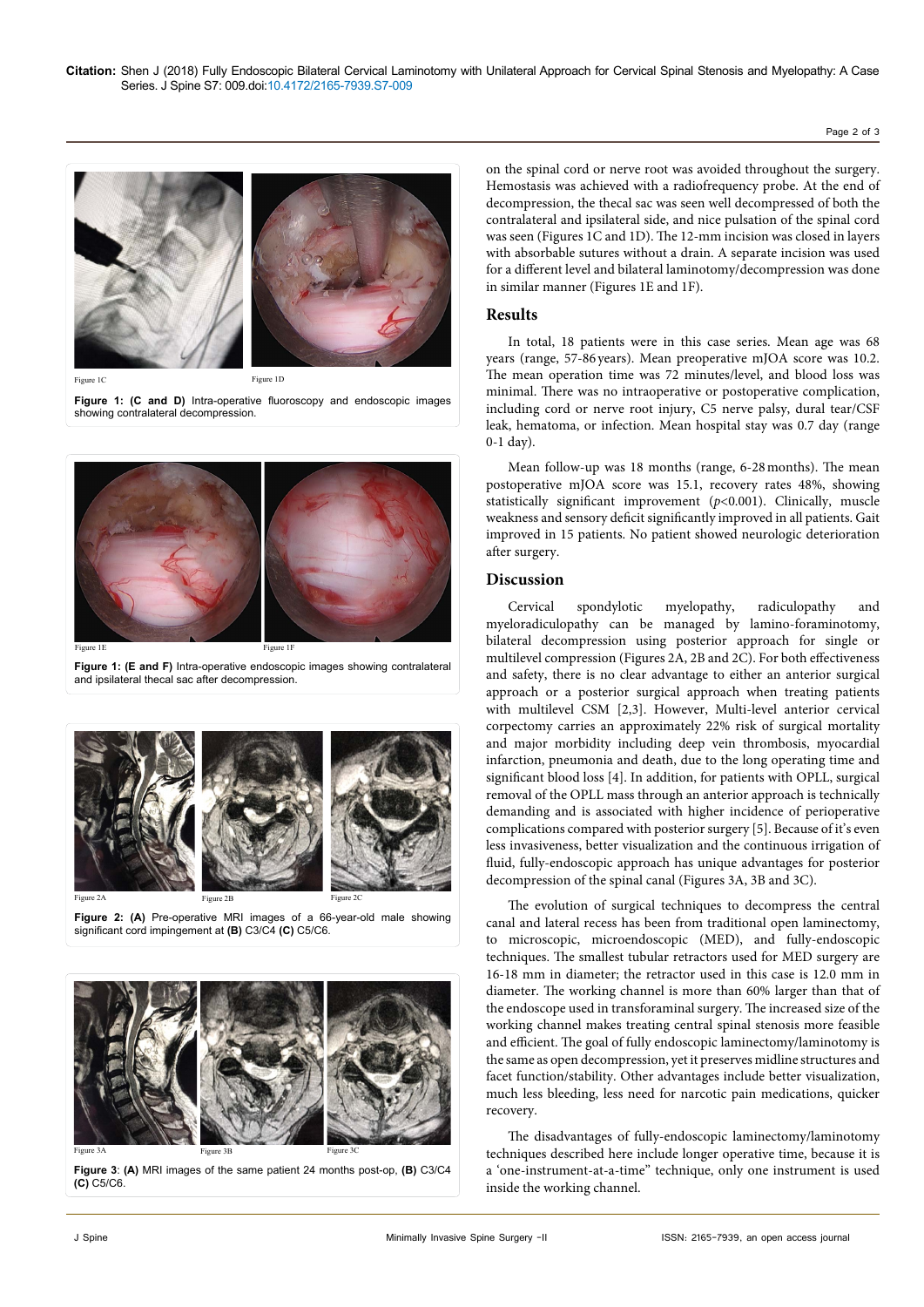Figure 1C

Figure 1D

**Figure 1: (C and D)** Intra-operative fluoroscopy and endoscopic images showing contralateral decompression.

Figure 1E

Figure 1F

**Figure 1: (E and F)** Intra-operative endoscopic images showing contralateral and ipsilateral thecal sac after decompression.

Figure 2A

Figure 2B

Figure 2C

**Figure 2: (A)** Pre-operative MRI images of a 66-year-old male showing significant cord impingement at **(B)** C3/C4 **(C)** C5/C6.

Figure 3A

Figure 3B

Figure 3C

**Figure 3**: **(A)** MRI images of the same patient 24 months post-op, **(B)** C3/C4 **(C)** C5/C6.

on the spinal cord or nerve root was avoided throughout the surgery. Hemostasis was achieved with a radiofrequency probe. At the end of decompression, the thecal sac was seen well decompressed of both the contralateral and ipsilateral side, and nice pulsation of the spinal cord was seen (Figures 1C and 1D). The 12-mm incision was closed in layers with absorbable sutures without a drain. A separate incision was used for a different level and bilateral laminotomy/decompression was done in similar manner (Figures 1E and 1F).

## Results

In total, 18 patients were in this case series. Mean age was 68 years (range, 57-86 years). Mean preoperative mJOA score was 10.2. The mean operation time was 72 minutes/level, and blood loss was minimal. There was no intraoperative or postoperative complication, including cord or nerve root injury, C5 nerve palsy, dural tear/CSF leak, hematoma, or infection. Mean hospital stay was 0.7 day (range 0-1 day).

Mean follow-up was 18 months (range, 6-28 months). The mean postoperative mJOA score was 15.1, recovery rates 48%, showing statistically significant improvement ($p<0.001$). Clinically, muscle weakness and sensory deficit significantly improved in all patients. Gait improved in 15 patients. No patient showed neurologic deterioration after surgery.

## Discussion

Cervical spondylotic myelopathy, radiculopathy and myeloradiculopathy can be managed by lamino-foraminotomy, bilateral decompression using posterior approach for single or multilevel compression (Figures 2A, 2B and 2C). For both effectiveness and safety, there is no clear advantage to either an anterior surgical approach or a posterior surgical approach when treating patients with multilevel CSM [2,3]. However, Multi-level anterior cervical corpectomy carries an approximately 22% risk of surgical mortality and major morbidity including deep vein thrombosis, myocardial infarction, pneumonia and death, due to the long operating time and significant blood loss [4]. In addition, for patients with OPLL, surgical removal of the OPLL mass through an anterior approach is technically demanding and is associated with higher incidence of perioperative complications compared with posterior surgery [5]. Because of it's even less invasiveness, better visualization and the continuous irrigation of fluid, fully-endoscopic approach has unique advantages for posterior decompression of the spinal canal (Figures 3A, 3B and 3C).

The evolution of surgical techniques to decompress the central canal and lateral recess has been from traditional open laminectomy, to microscopic, microendoscopic (MED), and fully-endoscopic techniques. The smallest tubular retractors used for MED surgery are 16-18 mm in diameter; the retractor used in this case is 12.0 mm in diameter. The working channel is more than 60% larger than that of the endoscope used in transforaminal surgery. The increased size of the working channel makes treating central spinal stenosis more feasible and efficient. The goal of fully endoscopic laminectomy/laminotomy is the same as open decompression, yet it preserves midline structures and facet function/stability. Other advantages include better visualization, much less bleeding, less need for narcotic pain medications, quicker recovery.

The disadvantages of fully-endoscopic laminectomy/laminotomy techniques described here include longer operative time, because it is a 'one-instrument-at-a-time" technique, only one instrument is used inside the working channel.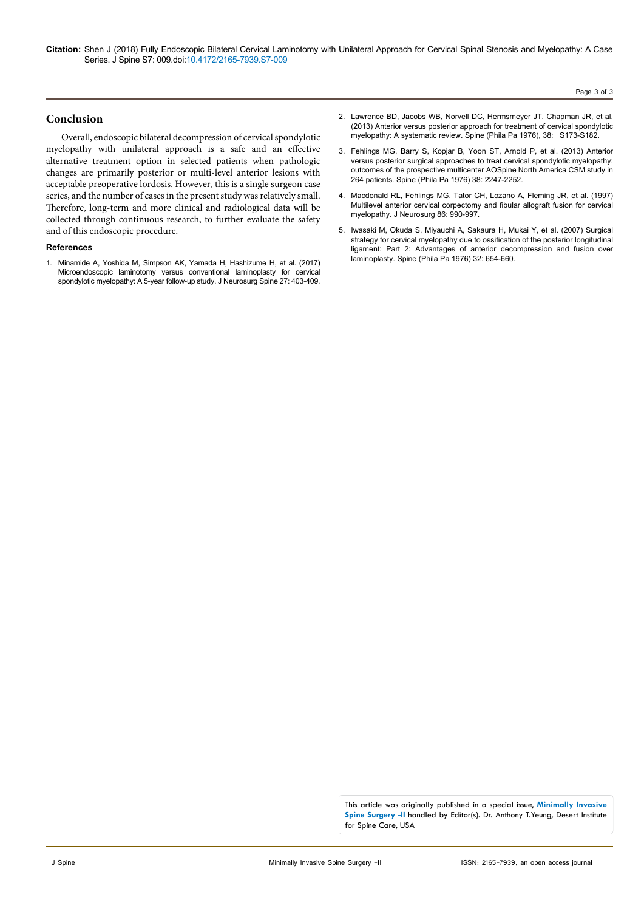## Conclusion

Overall, endoscopic bilateral decompression of cervical spondylotic myelopathy with unilateral approach is a safe and an effective alternative treatment option in selected patients when pathologic changes are primarily posterior or multi-level anterior lesions with acceptable preoperative lordosis. However, this is a single surgeon case series, and the number of cases in the present study was relatively small. Therefore, long-term and more clinical and radiological data will be collected through continuous research, to further evaluate the safety and of this endoscopic procedure.

### References

1. Minamide A, Yoshida M, Simpson AK, Yamada H, Hashizume H, et al. (2017) Microendoscopic laminotomy versus conventional laminoplasty for cervical spondylotic myelopathy: A 5-year follow-up study. J Neurosurg Spine 27: 403-409.
2. Lawrence BD, Jacobs WB, Norvell DC, Hermsmeyer JT, Chapman JR, et al. (2013) Anterior versus posterior approach for treatment of cervical spondylotic myelopathy: A systematic review. Spine (Phila Pa 1976), 38: S173-S182.
3. Fehlings MG, Barry S, Kopjar B, Yoon ST, Arnold P, et al. (2013) Anterior versus posterior surgical approaches to treat cervical spondylotic myelopathy: outcomes of the prospective multicenter AOSpine North America CSM study in 264 patients. Spine (Phila Pa 1976) 38: 2247-2252.
4. Macdonald RL, Fehlings MG, Tator CH, Lozano A, Fleming JR, et al. (1997) Multilevel anterior cervical corpectomy and fibular allograft fusion for cervical myelopathy. J Neurosurg 86: 990-997.
5. Iwasaki M, Okuda S, Miyauchi A, Sakaura H, Mukai Y, et al. (2007) Surgical strategy for cervical myelopathy due to ossification of the posterior longitudinal ligament: Part 2: Advantages of anterior decompression and fusion over laminoplasty. Spine (Phila Pa 1976) 32: 654-660.

This article was originally published in a special issue, **Minimally Invasive Spine Surgery -II** handled by Editor(s). Dr. Anthony T.Yeung, Desert Institute for Spine Care, USA